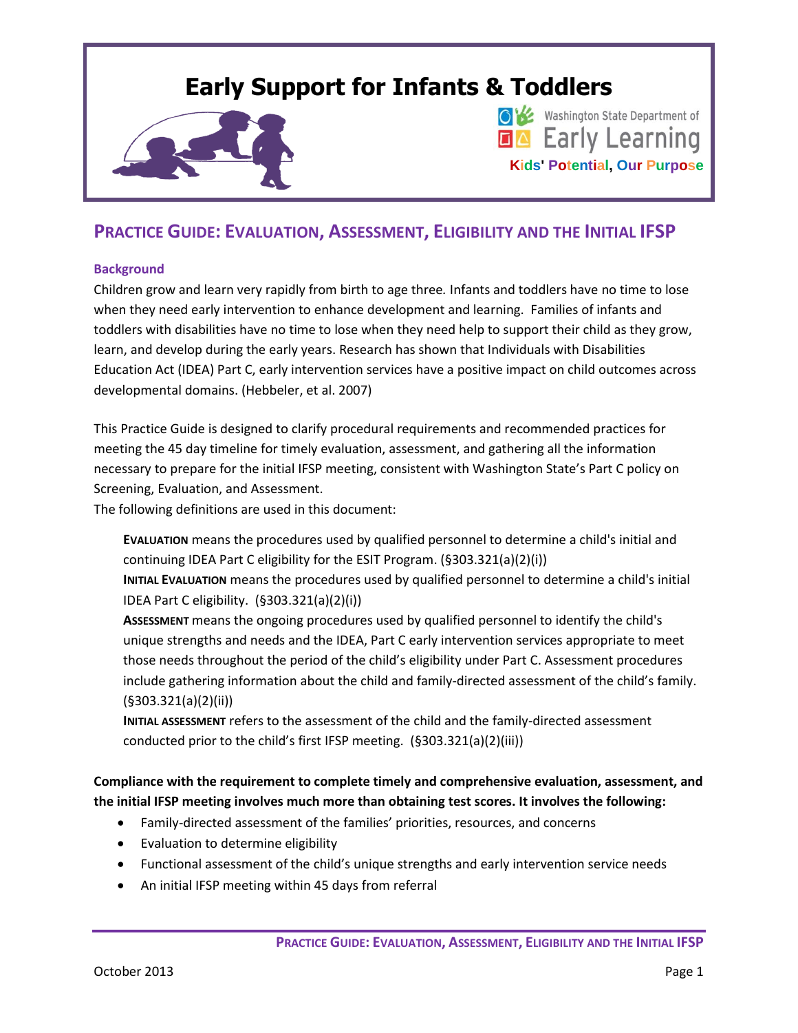# Early Support for Infants & Toddlers

Washington State Department of Early Learning

Kids' Potential, Our Purpose

## PRACTICE GUIDE: EVALUATION, ASSESSMENT, ELIGIBILITY AND THE INITIAL IFSP

### Background

Children grow and learn very rapidly from birth to age three. Infants and toddlers have no time to lose when they need early intervention to enhance development and learning. Families of infants and toddlers with disabilities have no time to lose when they need help to support their child as they grow, learn, and develop during the early years. Research has shown that Individuals with Disabilities Education Act (IDEA) Part C, early intervention services have a positive impact on child outcomes across developmental domains. (Hebbeler, et al. 2007)

This Practice Guide is designed to clarify procedural requirements and recommended practices for meeting the 45 day timeline for timely evaluation, assessment, and gathering all the information necessary to prepare for the initial IFSP meeting, consistent with Washington State's Part C policy on Screening, Evaluation, and Assessment.

The following definitions are used in this document:

> **EVALUATION** means the procedures used by qualified personnel to determine a child's initial and continuing IDEA Part C eligibility for the ESIT Program. (§303.321(a)(2)(i))
>
> **INITIAL EVALUATION** means the procedures used by qualified personnel to determine a child's initial IDEA Part C eligibility. (§303.321(a)(2)(i))
>
> **ASSESSMENT** means the ongoing procedures used by qualified personnel to identify the child's unique strengths and needs and the IDEA, Part C early intervention services appropriate to meet those needs throughout the period of the child's eligibility under Part C. Assessment procedures include gathering information about the child and family-directed assessment of the child's family. (§303.321(a)(2)(ii))
>
> **INITIAL ASSESSMENT** refers to the assessment of the child and the family-directed assessment conducted prior to the child's first IFSP meeting. (§303.321(a)(2)(iii))

**Compliance with the requirement to complete timely and comprehensive evaluation, assessment, and the initial IFSP meeting involves much more than obtaining test scores. It involves the following:**

- Family-directed assessment of the families' priorities, resources, and concerns
- Evaluation to determine eligibility
- Functional assessment of the child's unique strengths and early intervention service needs
- An initial IFSP meeting within 45 days from referral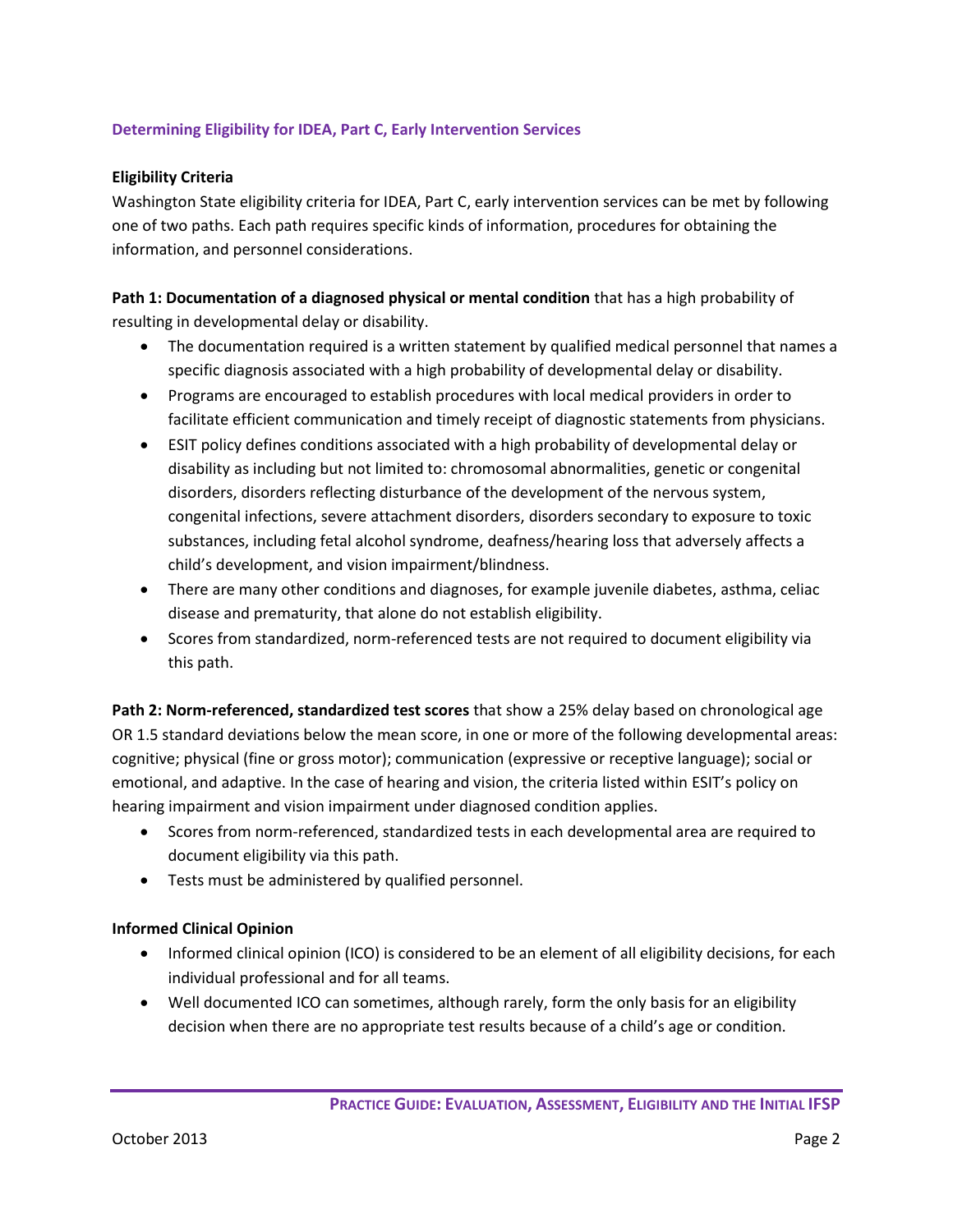## Determining Eligibility for IDEA, Part C, Early Intervention Services

### Eligibility Criteria

Washington State eligibility criteria for IDEA, Part C, early intervention services can be met by following one of two paths. Each path requires specific kinds of information, procedures for obtaining the information, and personnel considerations.

**Path 1: Documentation of a diagnosed physical or mental condition** that has a high probability of resulting in developmental delay or disability.

- The documentation required is a written statement by qualified medical personnel that names a specific diagnosis associated with a high probability of developmental delay or disability.
- Programs are encouraged to establish procedures with local medical providers in order to facilitate efficient communication and timely receipt of diagnostic statements from physicians.
- ESIT policy defines conditions associated with a high probability of developmental delay or disability as including but not limited to: chromosomal abnormalities, genetic or congenital disorders, disorders reflecting disturbance of the development of the nervous system, congenital infections, severe attachment disorders, disorders secondary to exposure to toxic substances, including fetal alcohol syndrome, deafness/hearing loss that adversely affects a child's development, and vision impairment/blindness.
- There are many other conditions and diagnoses, for example juvenile diabetes, asthma, celiac disease and prematurity, that alone do not establish eligibility.
- Scores from standardized, norm-referenced tests are not required to document eligibility via this path.

**Path 2: Norm-referenced, standardized test scores** that show a 25% delay based on chronological age OR 1.5 standard deviations below the mean score, in one or more of the following developmental areas: cognitive; physical (fine or gross motor); communication (expressive or receptive language); social or emotional, and adaptive. In the case of hearing and vision, the criteria listed within ESIT's policy on hearing impairment and vision impairment under diagnosed condition applies.

- Scores from norm-referenced, standardized tests in each developmental area are required to document eligibility via this path.
- Tests must be administered by qualified personnel.

### Informed Clinical Opinion

- Informed clinical opinion (ICO) is considered to be an element of all eligibility decisions, for each individual professional and for all teams.
- Well documented ICO can sometimes, although rarely, form the only basis for an eligibility decision when there are no appropriate test results because of a child's age or condition.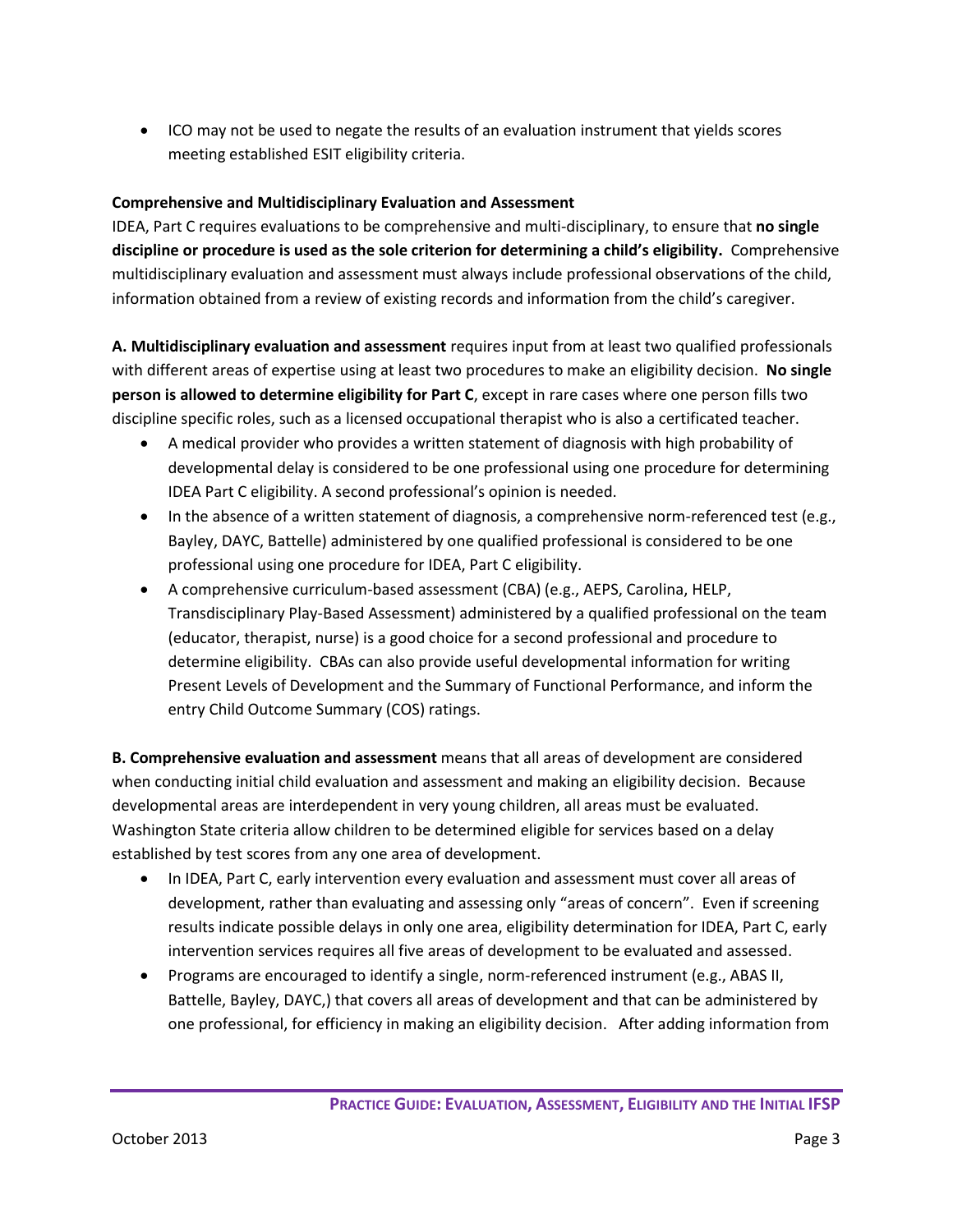- ICO may not be used to negate the results of an evaluation instrument that yields scores meeting established ESIT eligibility criteria.

**Comprehensive and Multidisciplinary Evaluation and Assessment**

IDEA, Part C requires evaluations to be comprehensive and multi-disciplinary, to ensure that **no single discipline or procedure is used as the sole criterion for determining a child's eligibility.** Comprehensive multidisciplinary evaluation and assessment must always include professional observations of the child, information obtained from a review of existing records and information from the child's caregiver.

**A. Multidisciplinary evaluation and assessment** requires input from at least two qualified professionals with different areas of expertise using at least two procedures to make an eligibility decision. **No single person is allowed to determine eligibility for Part C**, except in rare cases where one person fills two discipline specific roles, such as a licensed occupational therapist who is also a certificated teacher.

- A medical provider who provides a written statement of diagnosis with high probability of developmental delay is considered to be one professional using one procedure for determining IDEA Part C eligibility. A second professional's opinion is needed.
- In the absence of a written statement of diagnosis, a comprehensive norm-referenced test (e.g., Bayley, DAYC, Battelle) administered by one qualified professional is considered to be one professional using one procedure for IDEA, Part C eligibility.
- A comprehensive curriculum-based assessment (CBA) (e.g., AEPS, Carolina, HELP, Transdisciplinary Play-Based Assessment) administered by a qualified professional on the team (educator, therapist, nurse) is a good choice for a second professional and procedure to determine eligibility. CBAs can also provide useful developmental information for writing Present Levels of Development and the Summary of Functional Performance, and inform the entry Child Outcome Summary (COS) ratings.

**B. Comprehensive evaluation and assessment** means that all areas of development are considered when conducting initial child evaluation and assessment and making an eligibility decision. Because developmental areas are interdependent in very young children, all areas must be evaluated. Washington State criteria allow children to be determined eligible for services based on a delay established by test scores from any one area of development.

- In IDEA, Part C, early intervention every evaluation and assessment must cover all areas of development, rather than evaluating and assessing only "areas of concern". Even if screening results indicate possible delays in only one area, eligibility determination for IDEA, Part C, early intervention services requires all five areas of development to be evaluated and assessed.
- Programs are encouraged to identify a single, norm-referenced instrument (e.g., ABAS II, Battelle, Bayley, DAYC,) that covers all areas of development and that can be administered by one professional, for efficiency in making an eligibility decision. After adding information from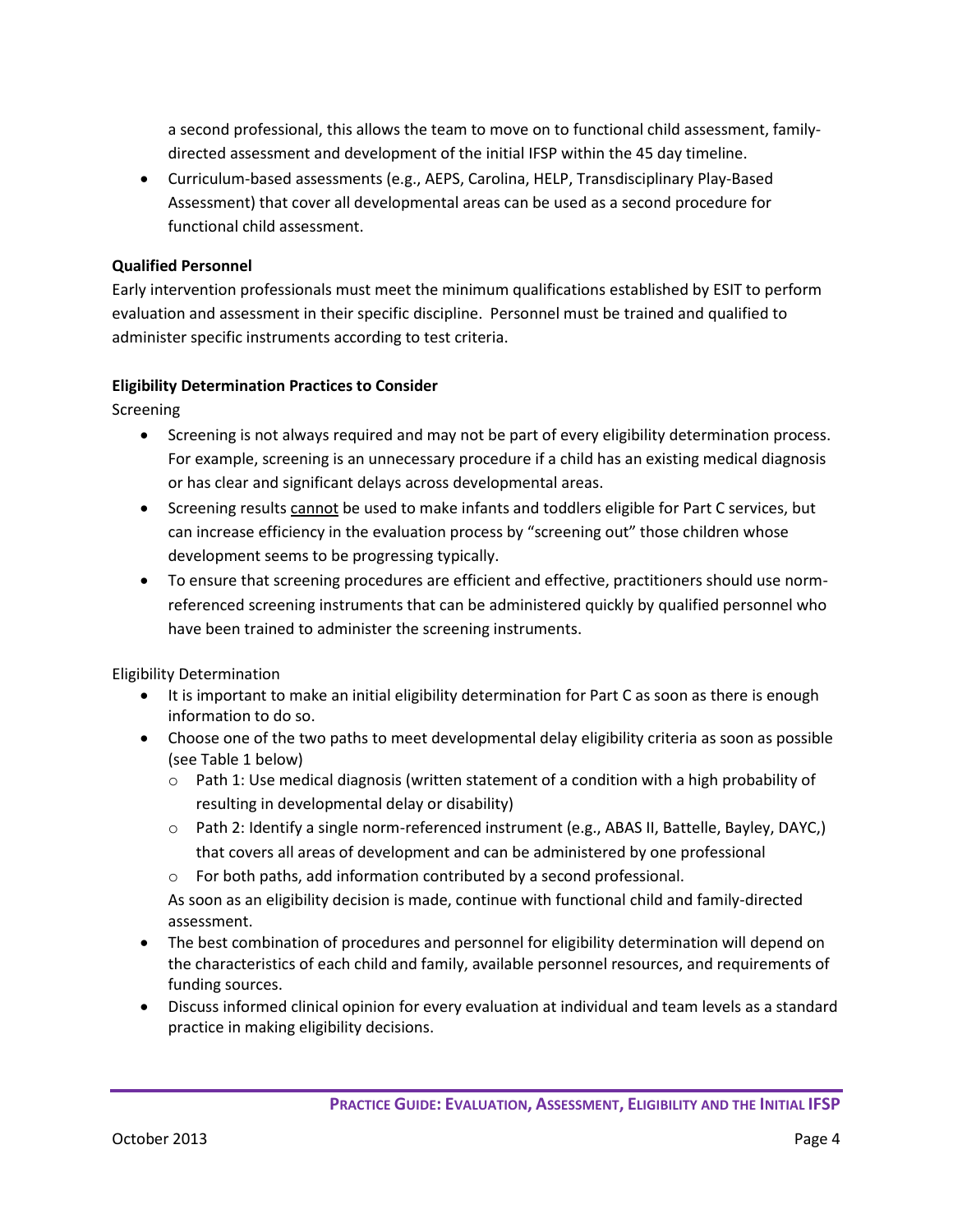a second professional, this allows the team to move on to functional child assessment, family-directed assessment and development of the initial IFSP within the 45 day timeline.

- Curriculum-based assessments (e.g., AEPS, Carolina, HELP, Transdisciplinary Play-Based Assessment) that cover all developmental areas can be used as a second procedure for functional child assessment.

**Qualified Personnel**

Early intervention professionals must meet the minimum qualifications established by ESIT to perform evaluation and assessment in their specific discipline. Personnel must be trained and qualified to administer specific instruments according to test criteria.

**Eligibility Determination Practices to Consider**

Screening

- Screening is not always required and may not be part of every eligibility determination process. For example, screening is an unnecessary procedure if a child has an existing medical diagnosis or has clear and significant delays across developmental areas.
- Screening results <u>cannot</u> be used to make infants and toddlers eligible for Part C services, but can increase efficiency in the evaluation process by "screening out" those children whose development seems to be progressing typically.
- To ensure that screening procedures are efficient and effective, practitioners should use norm-referenced screening instruments that can be administered quickly by qualified personnel who have been trained to administer the screening instruments.

Eligibility Determination

- It is important to make an initial eligibility determination for Part C as soon as there is enough information to do so.
- Choose one of the two paths to meet developmental delay eligibility criteria as soon as possible (see Table 1 below)
  - Path 1: Use medical diagnosis (written statement of a condition with a high probability of resulting in developmental delay or disability)
  - Path 2: Identify a single norm-referenced instrument (e.g., ABAS II, Battelle, Bayley, DAYC,) that covers all areas of development and can be administered by one professional
  - For both paths, add information contributed by a second professional.

  As soon as an eligibility decision is made, continue with functional child and family-directed assessment.
- The best combination of procedures and personnel for eligibility determination will depend on the characteristics of each child and family, available personnel resources, and requirements of funding sources.
- Discuss informed clinical opinion for every evaluation at individual and team levels as a standard practice in making eligibility decisions.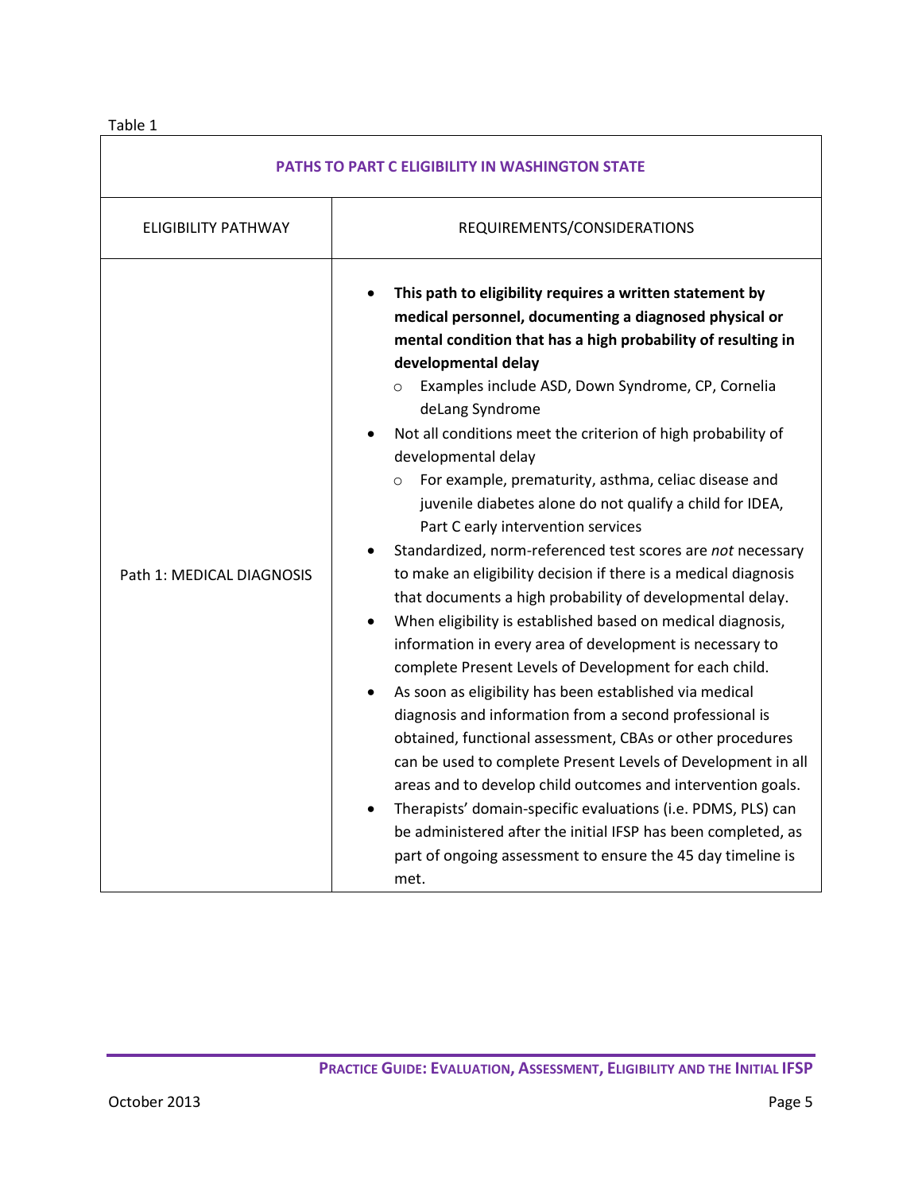Table 1

| PATHS TO PART C ELIGIBILITY IN WASHINGTON STATE | |
|---|---|
| ELIGIBILITY PATHWAY | REQUIREMENTS/CONSIDERATIONS |
| Path 1: MEDICAL DIAGNOSIS | • **This path to eligibility requires a written statement by medical personnel, documenting a diagnosed physical or mental condition that has a high probability of resulting in developmental delay**<br>  ○ Examples include ASD, Down Syndrome, CP, Cornelia deLang Syndrome<br>• Not all conditions meet the criterion of high probability of developmental delay<br>  ○ For example, prematurity, asthma, celiac disease and juvenile diabetes alone do not qualify a child for IDEA, Part C early intervention services<br>• Standardized, norm-referenced test scores are *not* necessary to make an eligibility decision if there is a medical diagnosis that documents a high probability of developmental delay.<br>• When eligibility is established based on medical diagnosis, information in every area of development is necessary to complete Present Levels of Development for each child.<br>• As soon as eligibility has been established via medical diagnosis and information from a second professional is obtained, functional assessment, CBAs or other procedures can be used to complete Present Levels of Development in all areas and to develop child outcomes and intervention goals.<br>• Therapists' domain-specific evaluations (i.e. PDMS, PLS) can be administered after the initial IFSP has been completed, as part of ongoing assessment to ensure the 45 day timeline is met. |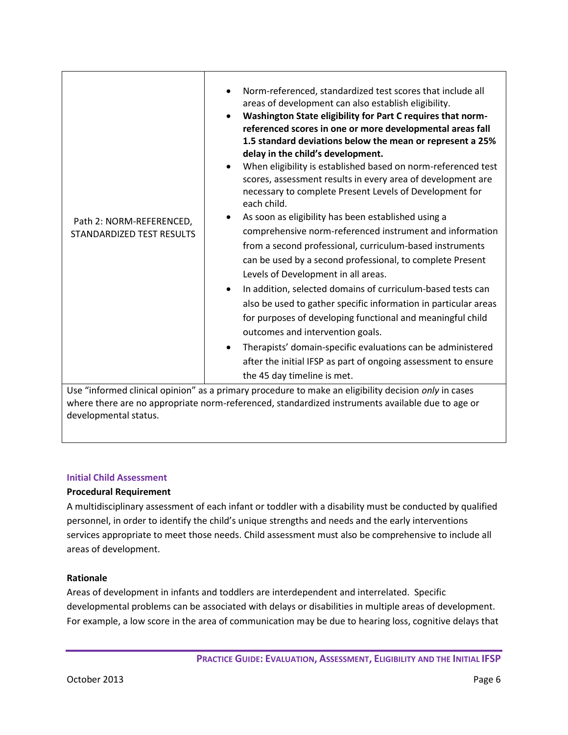| Path 2: NORM-REFERENCED, STANDARDIZED TEST RESULTS | <ul><li>Norm-referenced, standardized test scores that include all areas of development can also establish eligibility.</li><li>**Washington State eligibility for Part C requires that norm-referenced scores in one or more developmental areas fall 1.5 standard deviations below the mean or represent a 25% delay in the child's development.**</li><li>When eligibility is established based on norm-referenced test scores, assessment results in every area of development are necessary to complete Present Levels of Development for each child.</li><li>As soon as eligibility has been established using a comprehensive norm-referenced instrument and information from a second professional, curriculum-based instruments can be used by a second professional, to complete Present Levels of Development in all areas.</li><li>In addition, selected domains of curriculum-based tests can also be used to gather specific information in particular areas for purposes of developing functional and meaningful child outcomes and intervention goals.</li><li>Therapists' domain-specific evaluations can be administered after the initial IFSP as part of ongoing assessment to ensure the 45 day timeline is met.</li></ul> |
|---|---|
| Use "informed clinical opinion" as a primary procedure to make an eligibility decision *only* in cases where there are no appropriate norm-referenced, standardized instruments available due to age or developmental status. | |

### Initial Child Assessment

**Procedural Requirement**

A multidisciplinary assessment of each infant or toddler with a disability must be conducted by qualified personnel, in order to identify the child's unique strengths and needs and the early interventions services appropriate to meet those needs. Child assessment must also be comprehensive to include all areas of development.

**Rationale**

Areas of development in infants and toddlers are interdependent and interrelated. Specific developmental problems can be associated with delays or disabilities in multiple areas of development. For example, a low score in the area of communication may be due to hearing loss, cognitive delays that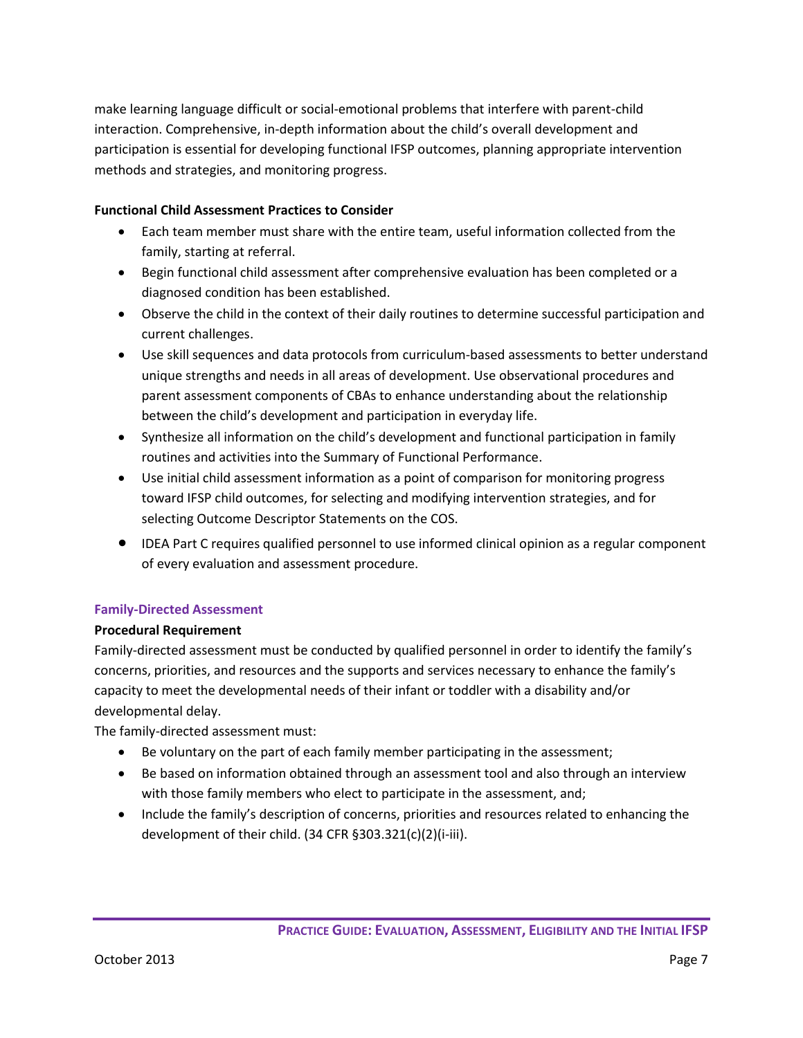make learning language difficult or social-emotional problems that interfere with parent-child interaction. Comprehensive, in-depth information about the child's overall development and participation is essential for developing functional IFSP outcomes, planning appropriate intervention methods and strategies, and monitoring progress.

**Functional Child Assessment Practices to Consider**

- Each team member must share with the entire team, useful information collected from the family, starting at referral.
- Begin functional child assessment after comprehensive evaluation has been completed or a diagnosed condition has been established.
- Observe the child in the context of their daily routines to determine successful participation and current challenges.
- Use skill sequences and data protocols from curriculum-based assessments to better understand unique strengths and needs in all areas of development. Use observational procedures and parent assessment components of CBAs to enhance understanding about the relationship between the child's development and participation in everyday life.
- Synthesize all information on the child's development and functional participation in family routines and activities into the Summary of Functional Performance.
- Use initial child assessment information as a point of comparison for monitoring progress toward IFSP child outcomes, for selecting and modifying intervention strategies, and for selecting Outcome Descriptor Statements on the COS.
- IDEA Part C requires qualified personnel to use informed clinical opinion as a regular component of every evaluation and assessment procedure.

### Family-Directed Assessment

**Procedural Requirement**

Family-directed assessment must be conducted by qualified personnel in order to identify the family's concerns, priorities, and resources and the supports and services necessary to enhance the family's capacity to meet the developmental needs of their infant or toddler with a disability and/or developmental delay.

The family-directed assessment must:

- Be voluntary on the part of each family member participating in the assessment;
- Be based on information obtained through an assessment tool and also through an interview with those family members who elect to participate in the assessment, and;
- Include the family's description of concerns, priorities and resources related to enhancing the development of their child. (34 CFR §303.321(c)(2)(i-iii).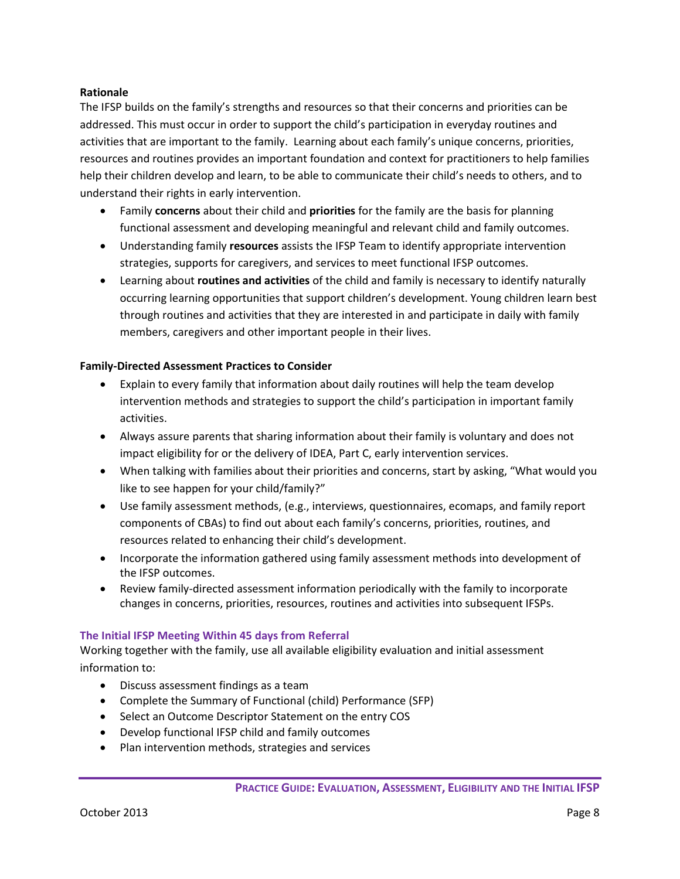**Rationale**

The IFSP builds on the family's strengths and resources so that their concerns and priorities can be addressed. This must occur in order to support the child's participation in everyday routines and activities that are important to the family. Learning about each family's unique concerns, priorities, resources and routines provides an important foundation and context for practitioners to help families help their children develop and learn, to be able to communicate their child's needs to others, and to understand their rights in early intervention.

- Family **concerns** about their child and **priorities** for the family are the basis for planning functional assessment and developing meaningful and relevant child and family outcomes.
- Understanding family **resources** assists the IFSP Team to identify appropriate intervention strategies, supports for caregivers, and services to meet functional IFSP outcomes.
- Learning about **routines and activities** of the child and family is necessary to identify naturally occurring learning opportunities that support children's development. Young children learn best through routines and activities that they are interested in and participate in daily with family members, caregivers and other important people in their lives.

**Family-Directed Assessment Practices to Consider**

- Explain to every family that information about daily routines will help the team develop intervention methods and strategies to support the child's participation in important family activities.
- Always assure parents that sharing information about their family is voluntary and does not impact eligibility for or the delivery of IDEA, Part C, early intervention services.
- When talking with families about their priorities and concerns, start by asking, "What would you like to see happen for your child/family?"
- Use family assessment methods, (e.g., interviews, questionnaires, ecomaps, and family report components of CBAs) to find out about each family's concerns, priorities, routines, and resources related to enhancing their child's development.
- Incorporate the information gathered using family assessment methods into development of the IFSP outcomes.
- Review family-directed assessment information periodically with the family to incorporate changes in concerns, priorities, resources, routines and activities into subsequent IFSPs.

### The Initial IFSP Meeting Within 45 days from Referral

Working together with the family, use all available eligibility evaluation and initial assessment information to:

- Discuss assessment findings as a team
- Complete the Summary of Functional (child) Performance (SFP)
- Select an Outcome Descriptor Statement on the entry COS
- Develop functional IFSP child and family outcomes
- Plan intervention methods, strategies and services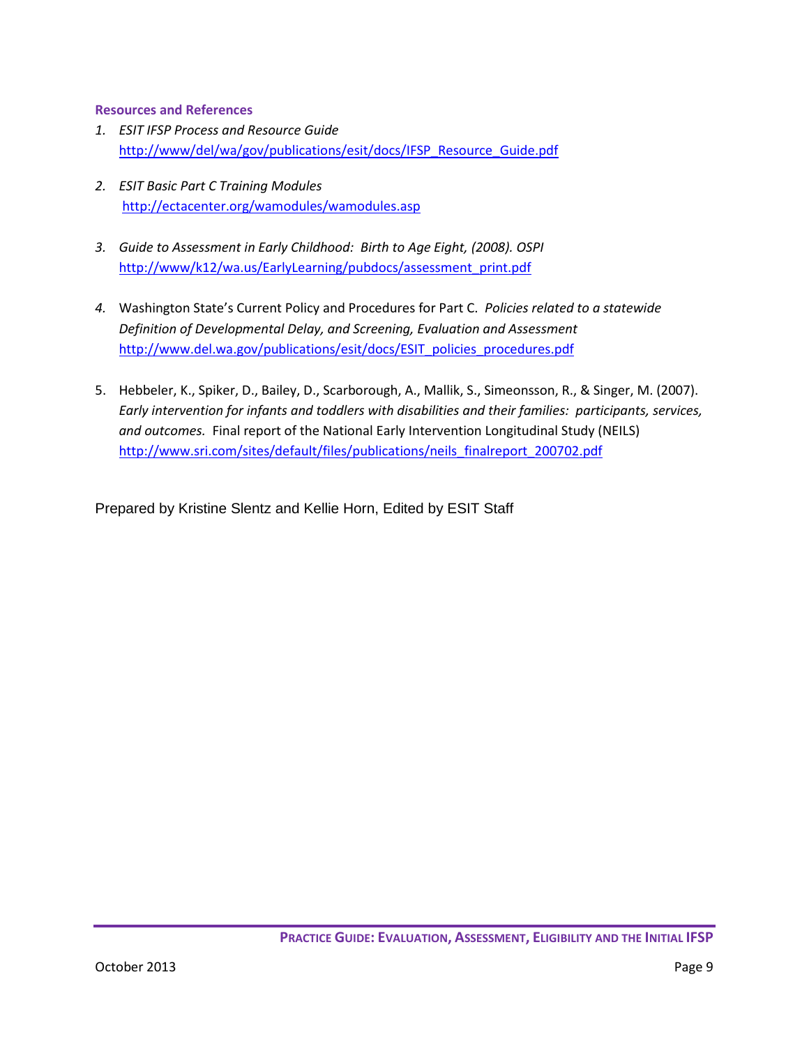### Resources and References

1. *ESIT IFSP Process and Resource Guide*
   http://www/del/wa/gov/publications/esit/docs/IFSP_Resource_Guide.pdf

2. *ESIT Basic Part C Training Modules*
   http://ectacenter.org/wamodules/wamodules.asp

3. *Guide to Assessment in Early Childhood: Birth to Age Eight, (2008). OSPI*
   http://www/k12/wa.us/EarlyLearning/pubdocs/assessment_print.pdf

4. Washington State's Current Policy and Procedures for Part C. *Policies related to a statewide Definition of Developmental Delay, and Screening, Evaluation and Assessment*
   http://www.del.wa.gov/publications/esit/docs/ESIT_policies_procedures.pdf

5. Hebbeler, K., Spiker, D., Bailey, D., Scarborough, A., Mallik, S., Simeonsson, R., & Singer, M. (2007). *Early intervention for infants and toddlers with disabilities and their families: participants, services, and outcomes.* Final report of the National Early Intervention Longitudinal Study (NEILS)
   http://www.sri.com/sites/default/files/publications/neils_finalreport_200702.pdf

Prepared by Kristine Slentz and Kellie Horn, Edited by ESIT Staff